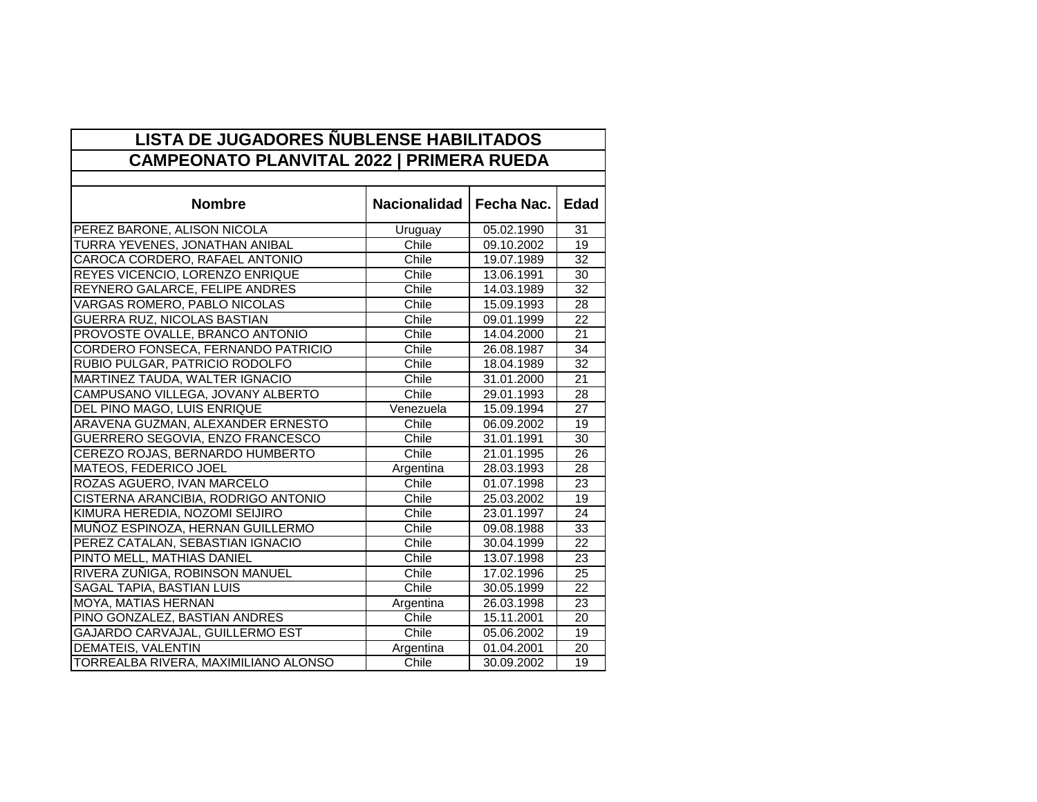| LISTA DE JUGADORES ÑUBLENSE HABILITADOS | | | |
|---|---|---|---|
| CAMPEONATO PLANVITAL 2022 \| PRIMERA RUEDA | | | |
| **Nombre** | **Nacionalidad** | **Fecha Nac.** | **Edad** |
| PEREZ BARONE, ALISON NICOLA | Uruguay | 05.02.1990 | 31 |
| TURRA YEVENES, JONATHAN ANIBAL | Chile | 09.10.2002 | 19 |
| CAROCA CORDERO, RAFAEL ANTONIO | Chile | 19.07.1989 | 32 |
| REYES VICENCIO, LORENZO ENRIQUE | Chile | 13.06.1991 | 30 |
| REYNERO GALARCE, FELIPE ANDRES | Chile | 14.03.1989 | 32 |
| VARGAS ROMERO, PABLO NICOLAS | Chile | 15.09.1993 | 28 |
| GUERRA RUZ, NICOLAS BASTIAN | Chile | 09.01.1999 | 22 |
| PROVOSTE OVALLE, BRANCO ANTONIO | Chile | 14.04.2000 | 21 |
| CORDERO FONSECA, FERNANDO PATRICIO | Chile | 26.08.1987 | 34 |
| RUBIO PULGAR, PATRICIO RODOLFO | Chile | 18.04.1989 | 32 |
| MARTINEZ TAUDA, WALTER IGNACIO | Chile | 31.01.2000 | 21 |
| CAMPUSANO VILLEGA, JOVANY ALBERTO | Chile | 29.01.1993 | 28 |
| DEL PINO MAGO, LUIS ENRIQUE | Venezuela | 15.09.1994 | 27 |
| ARAVENA GUZMAN, ALEXANDER ERNESTO | Chile | 06.09.2002 | 19 |
| GUERRERO SEGOVIA, ENZO FRANCESCO | Chile | 31.01.1991 | 30 |
| CEREZO ROJAS, BERNARDO HUMBERTO | Chile | 21.01.1995 | 26 |
| MATEOS, FEDERICO JOEL | Argentina | 28.03.1993 | 28 |
| ROZAS AGUERO, IVAN MARCELO | Chile | 01.07.1998 | 23 |
| CISTERNA ARANCIBIA, RODRIGO ANTONIO | Chile | 25.03.2002 | 19 |
| KIMURA HEREDIA, NOZOMI SEIJIRO | Chile | 23.01.1997 | 24 |
| MUÑOZ ESPINOZA, HERNAN GUILLERMO | Chile | 09.08.1988 | 33 |
| PEREZ CATALAN, SEBASTIAN IGNACIO | Chile | 30.04.1999 | 22 |
| PINTO MELL, MATHIAS DANIEL | Chile | 13.07.1998 | 23 |
| RIVERA ZUÑIGA, ROBINSON MANUEL | Chile | 17.02.1996 | 25 |
| SAGAL TAPIA, BASTIAN LUIS | Chile | 30.05.1999 | 22 |
| MOYA, MATIAS HERNAN | Argentina | 26.03.1998 | 23 |
| PINO GONZALEZ, BASTIAN ANDRES | Chile | 15.11.2001 | 20 |
| GAJARDO CARVAJAL, GUILLERMO EST | Chile | 05.06.2002 | 19 |
| DEMATEIS, VALENTIN | Argentina | 01.04.2001 | 20 |
| TORREALBA RIVERA, MAXIMILIANO ALONSO | Chile | 30.09.2002 | 19 |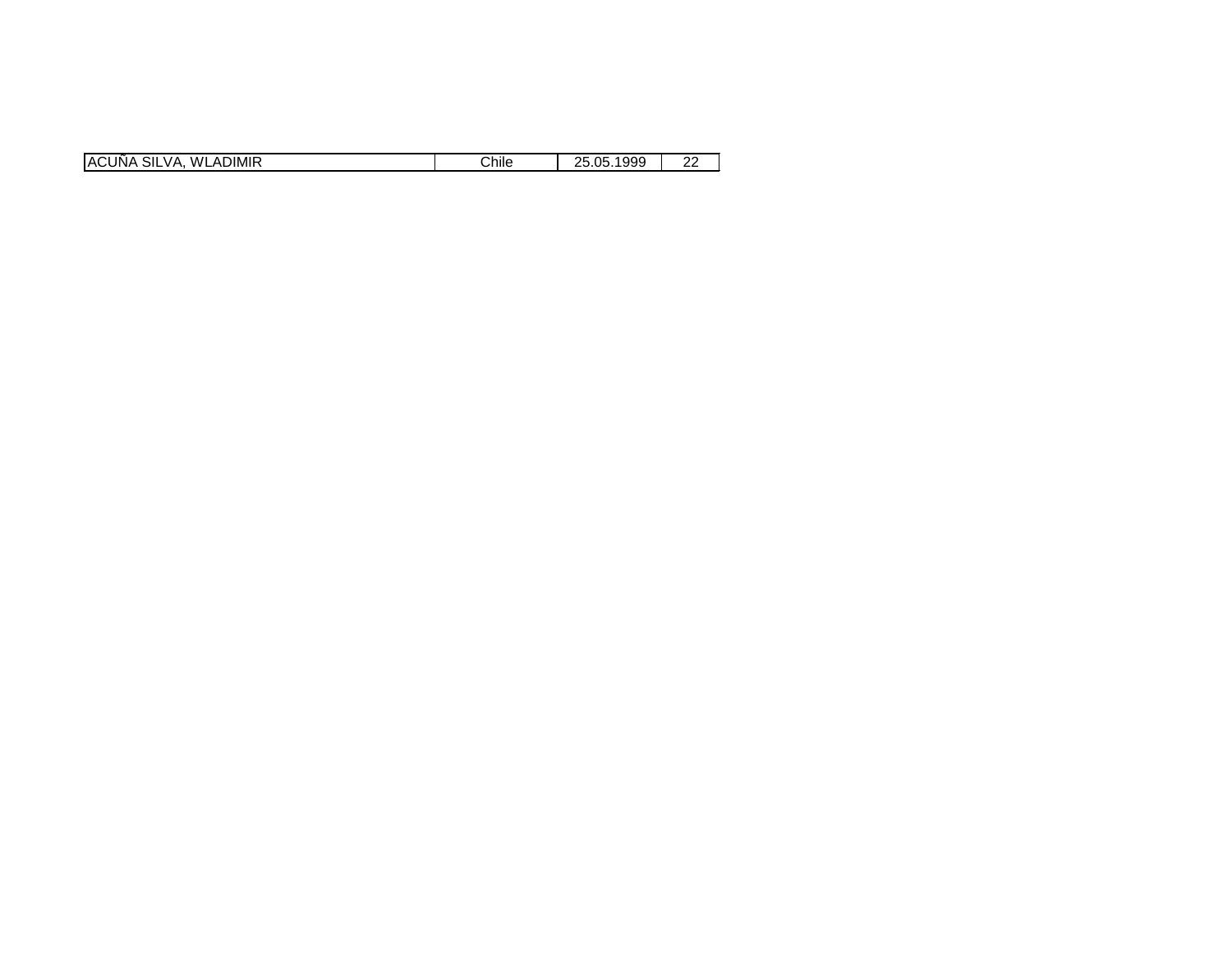| | | | |
|---|---|---|---|
| ACUÑA SILVA, WLADIMIR | Chile | 25.05.1999 | 22 |